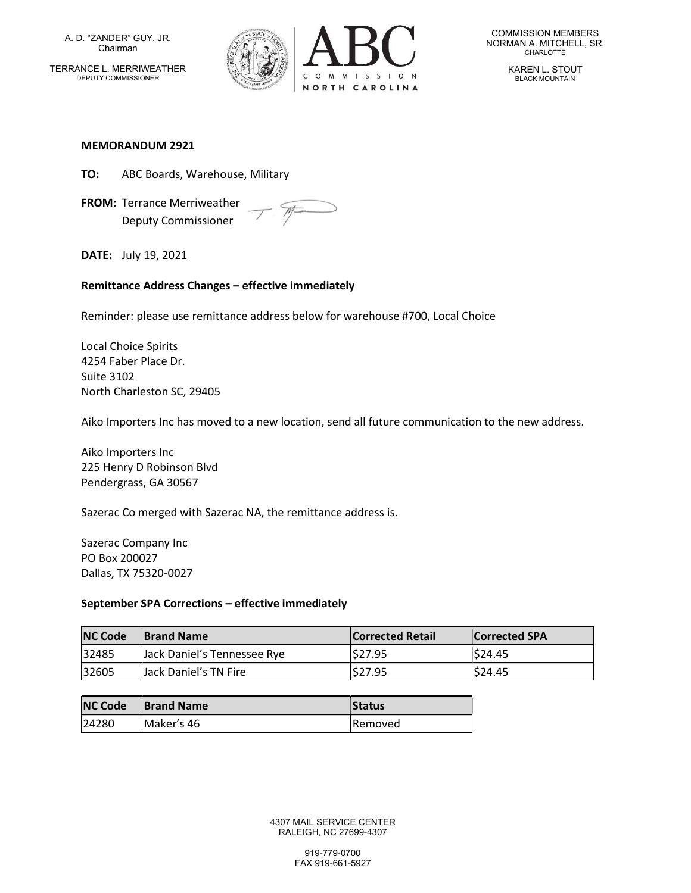A. D. "ZANDER" GUY, JR.
Chairman

TERRANCE L. MERRIWEATHER
DEPUTY COMMISSIONER

COMMISSION MEMBERS
NORMAN A. MITCHELL, SR.
CHARLOTTE

KAREN L. STOUT
BLACK MOUNTAIN

**MEMORANDUM 2921**

**TO:** ABC Boards, Warehouse, Military

**FROM:** Terrance Merriweather
Deputy Commissioner

**DATE:** July 19, 2021

**Remittance Address Changes – effective immediately**

Reminder: please use remittance address below for warehouse #700, Local Choice

Local Choice Spirits
4254 Faber Place Dr.
Suite 3102
North Charleston SC, 29405

Aiko Importers Inc has moved to a new location, send all future communication to the new address.

Aiko Importers Inc
225 Henry D Robinson Blvd
Pendergrass, GA 30567

Sazerac Co merged with Sazerac NA, the remittance address is.

Sazerac Company Inc
PO Box 200027
Dallas, TX 75320-0027

**September SPA Corrections – effective immediately**

| NC Code | Brand Name | Corrected Retail | Corrected SPA |
|---|---|---|---|
| 32485 | Jack Daniel's Tennessee Rye | $27.95 | $24.45 |
| 32605 | Jack Daniel's TN Fire | $27.95 | $24.45 |

| NC Code | Brand Name | Status |
|---|---|---|
| 24280 | Maker's 46 | Removed |

4307 MAIL SERVICE CENTER
RALEIGH, NC 27699-4307

919-779-0700
FAX 919-661-5927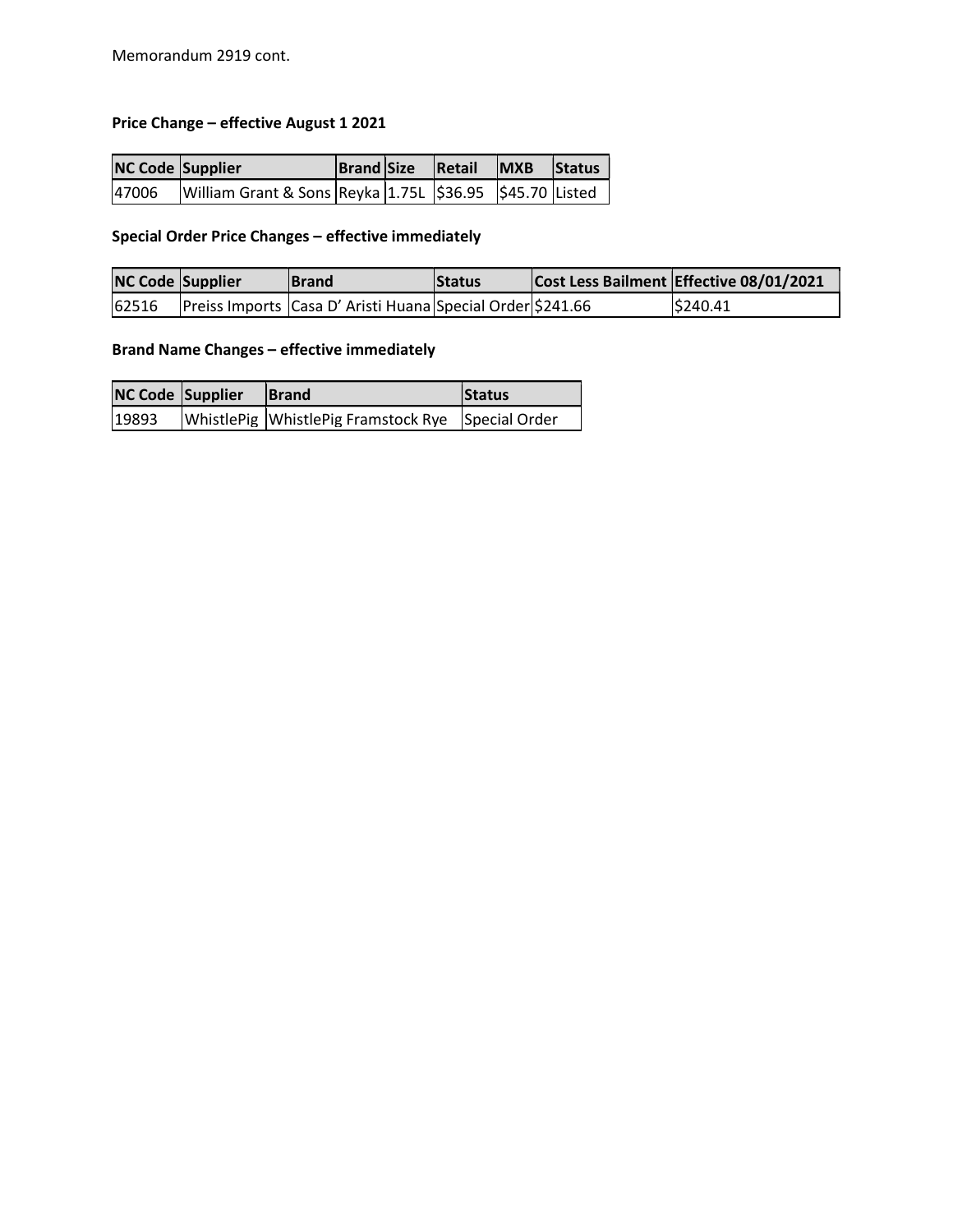Memorandum 2919 cont.

**Price Change – effective August 1 2021**

| NC Code | Supplier | Brand | Size | Retail | MXB | Status |
|---|---|---|---|---|---|---|
| 47006 | William Grant & Sons | Reyka | 1.75L | $36.95 | $45.70 | Listed |

**Special Order Price Changes – effective immediately**

| NC Code | Supplier | Brand | Status | Cost Less Bailment | Effective 08/01/2021 |
|---|---|---|---|---|---|
| 62516 | Preiss Imports | Casa D' Aristi Huana | Special Order | $241.66 | $240.41 |

**Brand Name Changes – effective immediately**

| NC Code | Supplier | Brand | Status |
|---|---|---|---|
| 19893 | WhistlePig | WhistlePig Framstock Rye | Special Order |